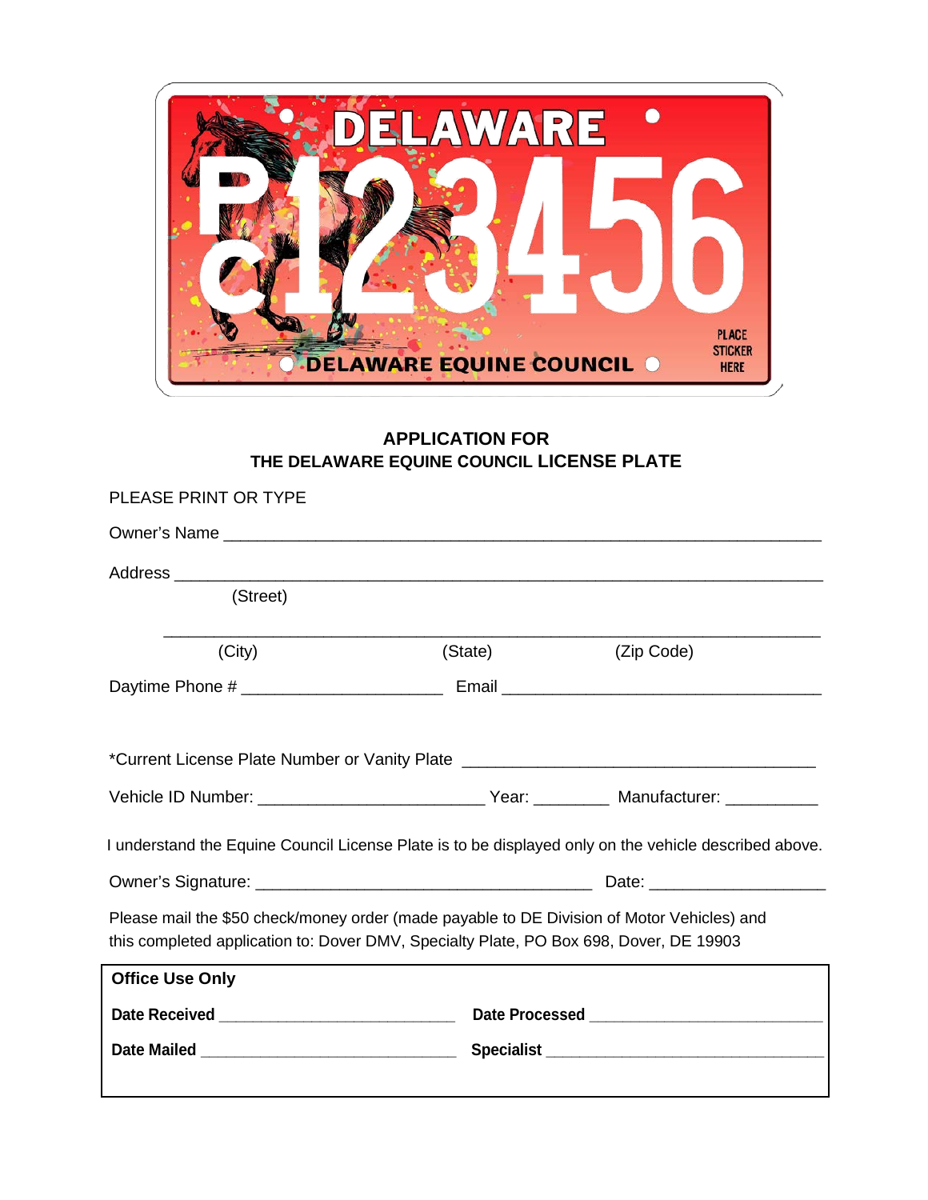## APPLICATION FOR
## THE DELAWARE EQUINE COUNCIL LICENSE PLATE

PLEASE PRINT OR TYPE

Owner's Name ______________________________________________________________

Address ___________________________________________________________________
(Street)

__________________________________________________________________________
(City) (State) (Zip Code)

Daytime Phone # ______________________ Email ____________________________________

*Current License Plate Number or Vanity Plate ______________________________________

Vehicle ID Number: ________________________ Year: ________ Manufacturer: __________

I understand the Equine Council License Plate is to be displayed only on the vehicle described above.

Owner's Signature: ____________________________________ Date: ___________________

Please mail the $50 check/money order (made payable to DE Division of Motor Vehicles) and this completed application to: Dover DMV, Specialty Plate, PO Box 698, Dover, DE 19903

**Office Use Only**

**Date Received** __________________________ **Date Processed** __________________________

**Date Mailed** ____________________________ **Specialist** _______________________________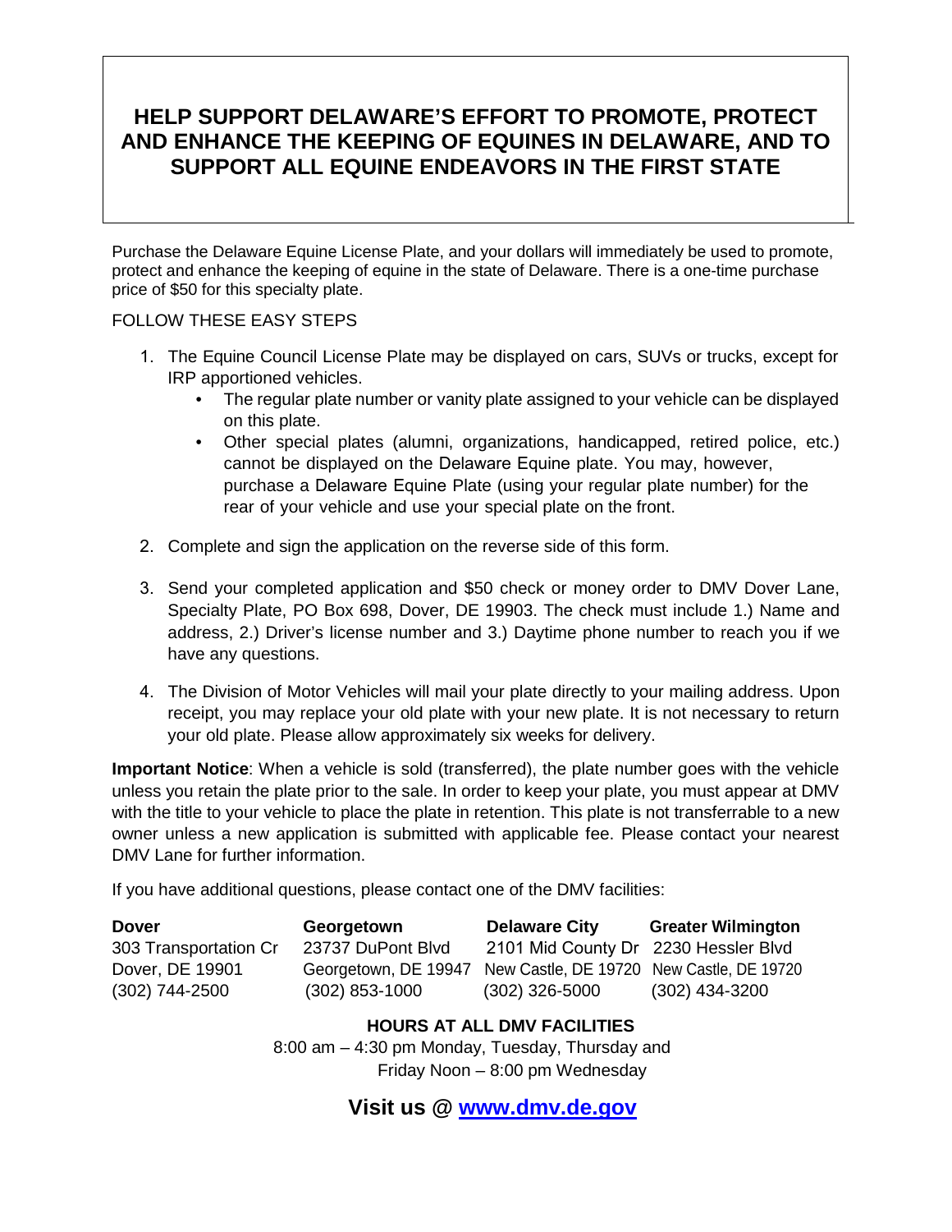# HELP SUPPORT DELAWARE'S EFFORT TO PROMOTE, PROTECT AND ENHANCE THE KEEPING OF EQUINES IN DELAWARE, AND TO SUPPORT ALL EQUINE ENDEAVORS IN THE FIRST STATE

Purchase the Delaware Equine License Plate, and your dollars will immediately be used to promote, protect and enhance the keeping of equine in the state of Delaware. There is a one-time purchase price of $50 for this specialty plate.

FOLLOW THESE EASY STEPS

1. The Equine Council License Plate may be displayed on cars, SUVs or trucks, except for IRP apportioned vehicles.
   - The regular plate number or vanity plate assigned to your vehicle can be displayed on this plate.
   - Other special plates (alumni, organizations, handicapped, retired police, etc.) cannot be displayed on the Delaware Equine plate. You may, however, purchase a Delaware Equine Plate (using your regular plate number) for the rear of your vehicle and use your special plate on the front.

2. Complete and sign the application on the reverse side of this form.

3. Send your completed application and $50 check or money order to DMV Dover Lane, Specialty Plate, PO Box 698, Dover, DE 19903. The check must include 1.) Name and address, 2.) Driver's license number and 3.) Daytime phone number to reach you if we have any questions.

4. The Division of Motor Vehicles will mail your plate directly to your mailing address. Upon receipt, you may replace your old plate with your new plate. It is not necessary to return your old plate. Please allow approximately six weeks for delivery.

**Important Notice**: When a vehicle is sold (transferred), the plate number goes with the vehicle unless you retain the plate prior to the sale. In order to keep your plate, you must appear at DMV with the title to your vehicle to place the plate in retention. This plate is not transferrable to a new owner unless a new application is submitted with applicable fee. Please contact your nearest DMV Lane for further information.

If you have additional questions, please contact one of the DMV facilities:

| **Dover** | **Georgetown** | **Delaware City** | **Greater Wilmington** |
|---|---|---|---|
| 303 Transportation Cr | 23737 DuPont Blvd | 2101 Mid County Dr | 2230 Hessler Blvd |
| Dover, DE 19901 | Georgetown, DE 19947 | New Castle, DE 19720 | New Castle, DE 19720 |
| (302) 744-2500 | (302) 853-1000 | (302) 326-5000 | (302) 434-3200 |

**HOURS AT ALL DMV FACILITIES**

8:00 am – 4:30 pm Monday, Tuesday, Thursday and Friday Noon – 8:00 pm Wednesday

## Visit us @ www.dmv.de.gov